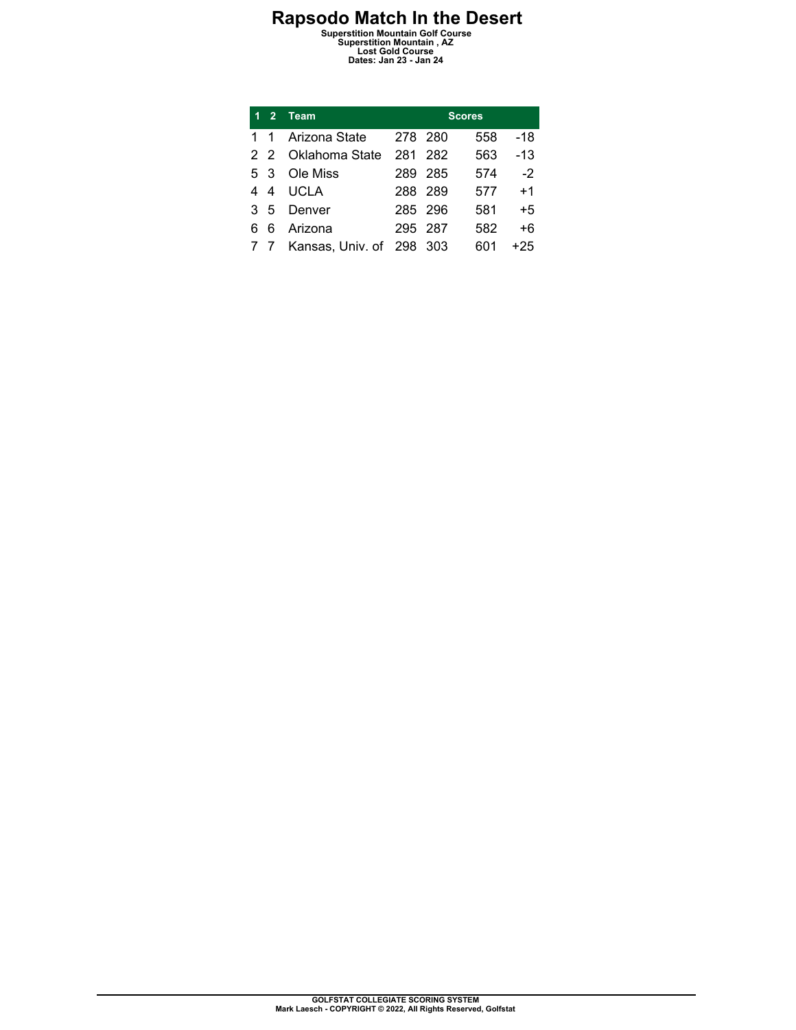# Rapsodo Match In the Desert

**Superstition Mountain Golf Course**
**Superstition Mountain , AZ**
**Lost Gold Course**
**Dates: Jan 23 - Jan 24**

| 1 | 2 | Team | Scores | | | |
|---|---|---|---|---|---|---|
| 1 | 1 | Arizona State | 278 | 280 | 558 | -18 |
| 2 | 2 | Oklahoma State | 281 | 282 | 563 | -13 |
| 5 | 3 | Ole Miss | 289 | 285 | 574 | -2 |
| 4 | 4 | UCLA | 288 | 289 | 577 | +1 |
| 3 | 5 | Denver | 285 | 296 | 581 | +5 |
| 6 | 6 | Arizona | 295 | 287 | 582 | +6 |
| 7 | 7 | Kansas, Univ. of | 298 | 303 | 601 | +25 |

**GOLFSTAT COLLEGIATE SCORING SYSTEM**
**Mark Laesch - COPYRIGHT © 2022, All Rights Reserved, Golfstat**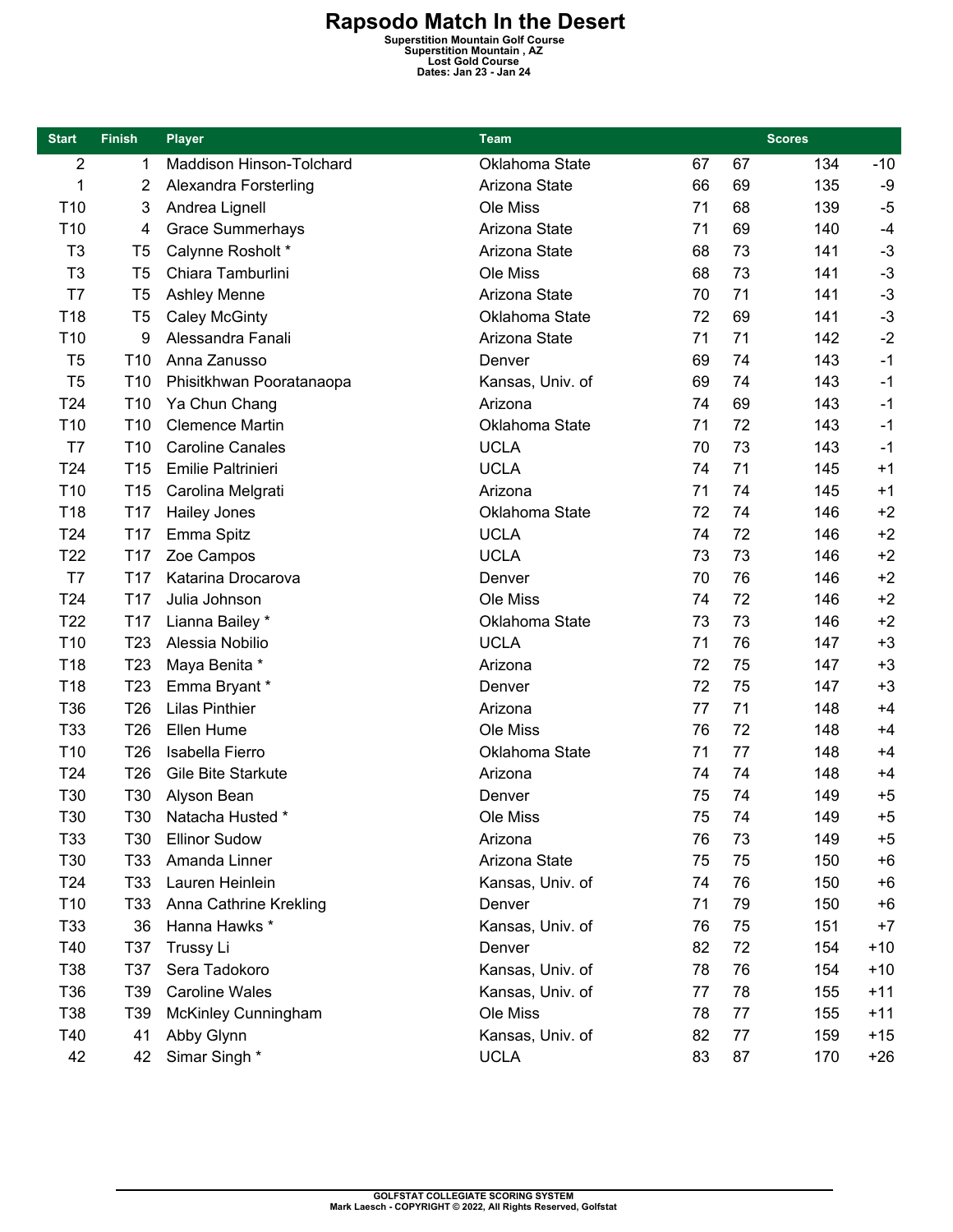# Rapsodo Match In the Desert

**Superstition Mountain Golf Course**
**Superstition Mountain , AZ**
**Lost Gold Course**
**Dates: Jan 23 - Jan 24**

| Start | Finish | Player | Team | Scores | | | |
|---|---|---|---|---|---|---|---|
| 2 | 1 | Maddison Hinson-Tolchard | Oklahoma State | 67 | 67 | 134 | -10 |
| 1 | 2 | Alexandra Forsterling | Arizona State | 66 | 69 | 135 | -9 |
| T10 | 3 | Andrea Lignell | Ole Miss | 71 | 68 | 139 | -5 |
| T10 | 4 | Grace Summerhays | Arizona State | 71 | 69 | 140 | -4 |
| T3 | T5 | Calynne Rosholt * | Arizona State | 68 | 73 | 141 | -3 |
| T3 | T5 | Chiara Tamburlini | Ole Miss | 68 | 73 | 141 | -3 |
| T7 | T5 | Ashley Menne | Arizona State | 70 | 71 | 141 | -3 |
| T18 | T5 | Caley McGinty | Oklahoma State | 72 | 69 | 141 | -3 |
| T10 | 9 | Alessandra Fanali | Arizona State | 71 | 71 | 142 | -2 |
| T5 | T10 | Anna Zanusso | Denver | 69 | 74 | 143 | -1 |
| T5 | T10 | Phisitkhwan Pooratanaopa | Kansas, Univ. of | 69 | 74 | 143 | -1 |
| T24 | T10 | Ya Chun Chang | Arizona | 74 | 69 | 143 | -1 |
| T10 | T10 | Clemence Martin | Oklahoma State | 71 | 72 | 143 | -1 |
| T7 | T10 | Caroline Canales | UCLA | 70 | 73 | 143 | -1 |
| T24 | T15 | Emilie Paltrinieri | UCLA | 74 | 71 | 145 | +1 |
| T10 | T15 | Carolina Melgrati | Arizona | 71 | 74 | 145 | +1 |
| T18 | T17 | Hailey Jones | Oklahoma State | 72 | 74 | 146 | +2 |
| T24 | T17 | Emma Spitz | UCLA | 74 | 72 | 146 | +2 |
| T22 | T17 | Zoe Campos | UCLA | 73 | 73 | 146 | +2 |
| T7 | T17 | Katarina Drocarova | Denver | 70 | 76 | 146 | +2 |
| T24 | T17 | Julia Johnson | Ole Miss | 74 | 72 | 146 | +2 |
| T22 | T17 | Lianna Bailey * | Oklahoma State | 73 | 73 | 146 | +2 |
| T10 | T23 | Alessia Nobilio | UCLA | 71 | 76 | 147 | +3 |
| T18 | T23 | Maya Benita * | Arizona | 72 | 75 | 147 | +3 |
| T18 | T23 | Emma Bryant * | Denver | 72 | 75 | 147 | +3 |
| T36 | T26 | Lilas Pinthier | Arizona | 77 | 71 | 148 | +4 |
| T33 | T26 | Ellen Hume | Ole Miss | 76 | 72 | 148 | +4 |
| T10 | T26 | Isabella Fierro | Oklahoma State | 71 | 77 | 148 | +4 |
| T24 | T26 | Gile Bite Starkute | Arizona | 74 | 74 | 148 | +4 |
| T30 | T30 | Alyson Bean | Denver | 75 | 74 | 149 | +5 |
| T30 | T30 | Natacha Husted * | Ole Miss | 75 | 74 | 149 | +5 |
| T33 | T30 | Ellinor Sudow | Arizona | 76 | 73 | 149 | +5 |
| T30 | T33 | Amanda Linner | Arizona State | 75 | 75 | 150 | +6 |
| T24 | T33 | Lauren Heinlein | Kansas, Univ. of | 74 | 76 | 150 | +6 |
| T10 | T33 | Anna Cathrine Krekling | Denver | 71 | 79 | 150 | +6 |
| T33 | 36 | Hanna Hawks * | Kansas, Univ. of | 76 | 75 | 151 | +7 |
| T40 | T37 | Trussy Li | Denver | 82 | 72 | 154 | +10 |
| T38 | T37 | Sera Tadokoro | Kansas, Univ. of | 78 | 76 | 154 | +10 |
| T36 | T39 | Caroline Wales | Kansas, Univ. of | 77 | 78 | 155 | +11 |
| T38 | T39 | McKinley Cunningham | Ole Miss | 78 | 77 | 155 | +11 |
| T40 | 41 | Abby Glynn | Kansas, Univ. of | 82 | 77 | 159 | +15 |
| 42 | 42 | Simar Singh * | UCLA | 83 | 87 | 170 | +26 |

GOLFSTAT COLLEGIATE SCORING SYSTEM
Mark Laesch - COPYRIGHT © 2022, All Rights Reserved, Golfstat